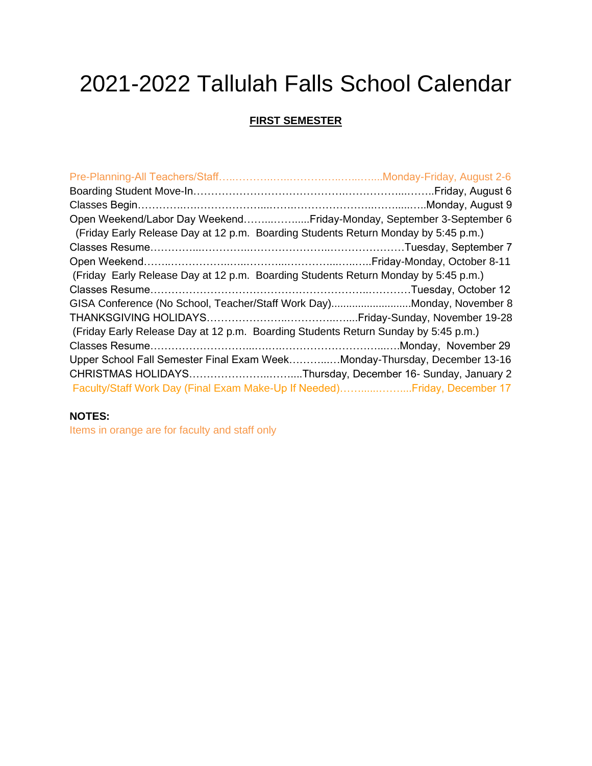# 2021-2022 Tallulah Falls School Calendar

**FIRST SEMESTER**

Pre-Planning-All Teachers/Staff…..………..…..……….…..…..…....Monday-Friday, August 2-6

Boarding Student Move-In……………………………………….……………...……..Friday, August 6

Classes Begin…………..………………….....…….…………………..……......…..Monday, August 9

Open Weekend/Labor Day Weekend……..……......Friday-Monday, September 3-September 6
(Friday Early Release Day at 12 p.m. Boarding Students Return Monday by 5:45 p.m.)

Classes Resume…………...…………..…………………..…………………Tuesday, September 7

Open Weekend……..……………..…..………...………….....…..…..Friday-Monday, October 8-11
(Friday Early Release Day at 12 p.m. Boarding Students Return Monday by 5:45 p.m.)

Classes Resume……………………………………………………..…………Tuesday, October 12

GISA Conference (No School, Teacher/Staff Work Day)..........................Monday, November 8

THANKSGIVING HOLIDAYS…………………..………….….....Friday-Sunday, November 19-28
(Friday Early Release Day at 12 p.m. Boarding Students Return Sunday by 5:45 p.m.)

Classes Resume………………………....……..………………………...….Monday, November 29

Upper School Fall Semester Final Exam Week………..…Monday-Thursday, December 13-16

CHRISTMAS HOLIDAYS………………….....……....Thursday, December 16- Sunday, January 2

Faculty/Staff Work Day (Final Exam Make-Up If Needed)……......……....Friday, December 17

**NOTES:**

Items in orange are for faculty and staff only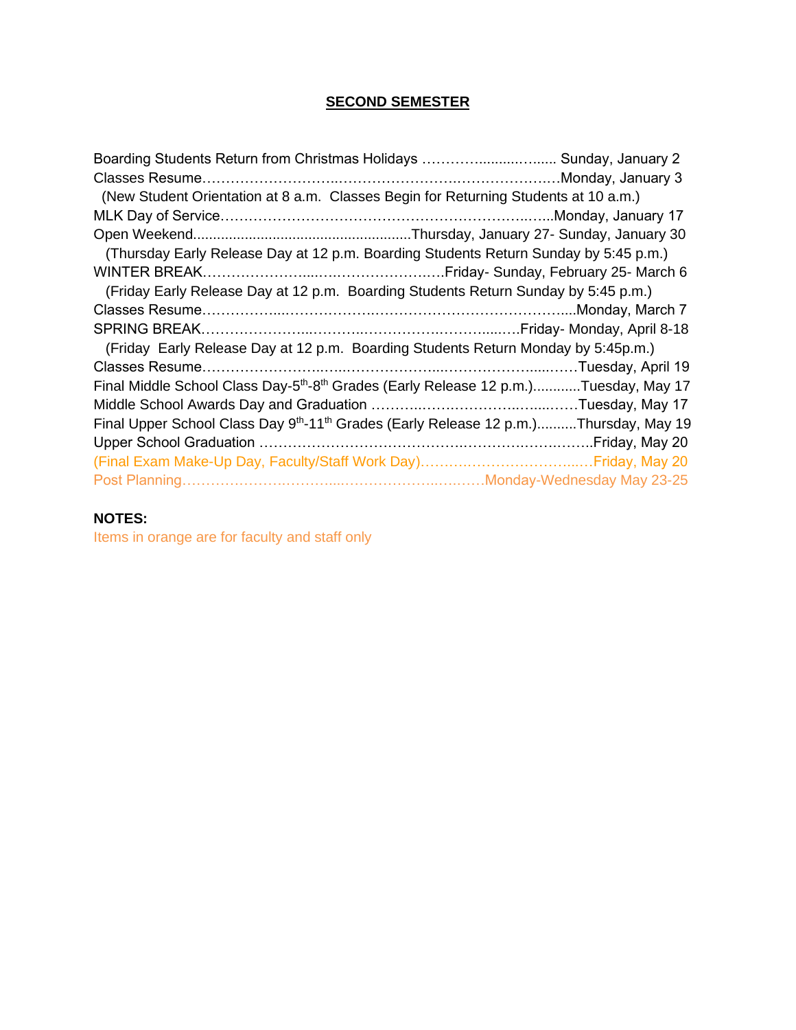## SECOND SEMESTER

Boarding Students Return from Christmas Holidays …………............…...... Sunday, January 2
Classes Resume……………………..………………………..………………….Monday, January 3
(New Student Orientation at 8 a.m. Classes Begin for Returning Students at 10 a.m.)
MLK Day of Service………………………………………………………..…...Monday, January 17
Open Weekend......................................................Thursday, January 27- Sunday, January 30
(Thursday Early Release Day at 12 p.m. Boarding Students Return Sunday by 5:45 p.m.)
WINTER BREAK…………………....….…………………….Friday- Sunday, February 25- March 6
(Friday Early Release Day at 12 p.m. Boarding Students Return Sunday by 5:45 p.m.)
Classes Resume……………....…………….………………………………….....Monday, March 7
SPRING BREAK…………………....………..……………..…………........Friday- Monday, April 8-18
(Friday Early Release Day at 12 p.m. Boarding Students Return Monday by 5:45p.m.)
Classes Resume……………………..…..………………....……………….......……Tuesday, April 19
Final Middle School Class Day-5th-8th Grades (Early Release 12 p.m.)............Tuesday, May 17
Middle School Awards Day and Graduation ………..…….……………..…....……Tuesday, May 17
Final Upper School Class Day 9th-11th Grades (Early Release 12 p.m.)..........Thursday, May 19
Upper School Graduation ………………………………….……………….…….…….Friday, May 20
(Final Exam Make-Up Day, Faculty/Staff Work Day)…………………………...….Friday, May 20
Post Planning…………………..………....……………….…..……Monday-Wednesday May 23-25

**NOTES:**

Items in orange are for faculty and staff only